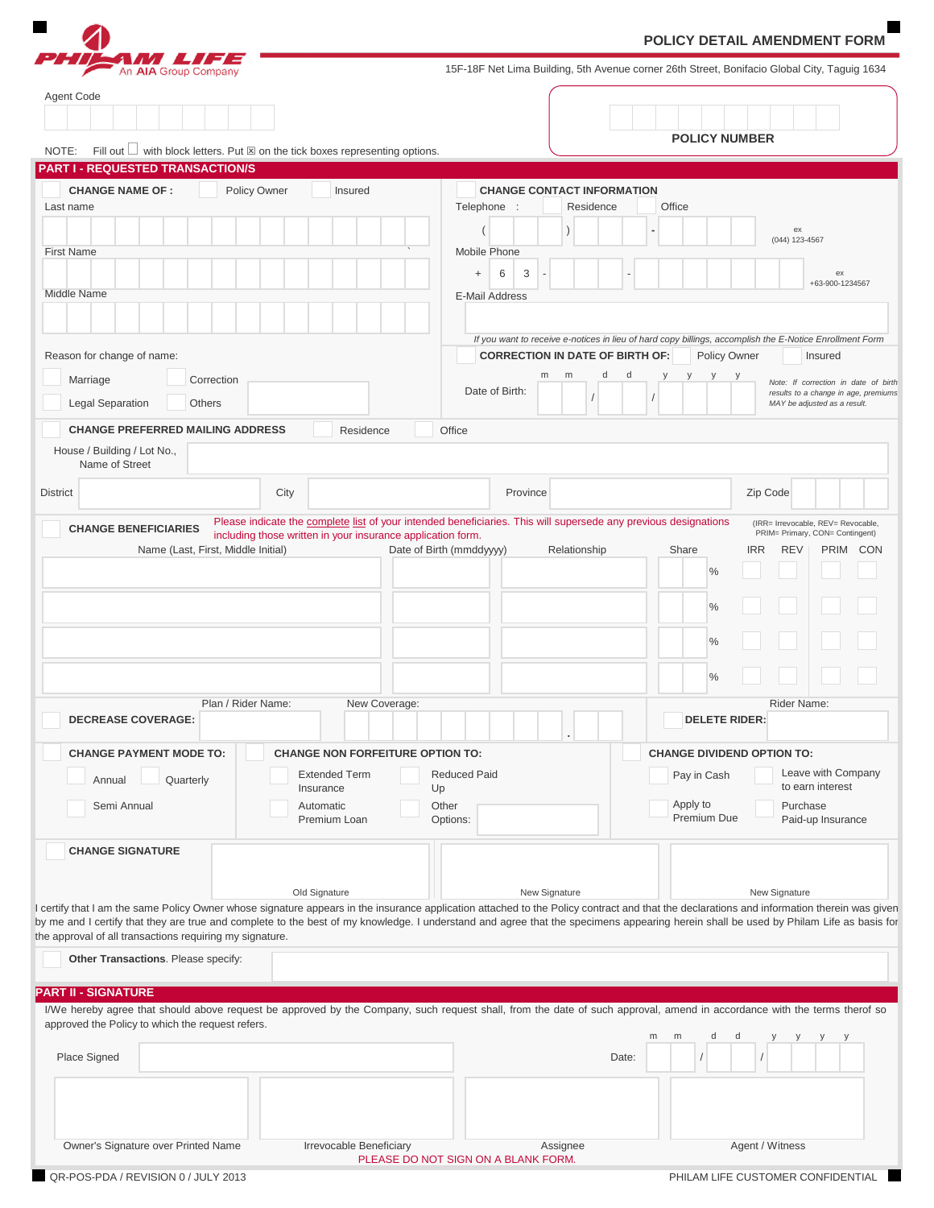PHILAM LIFE
An AIA Group Company

# POLICY DETAIL AMENDMENT FORM

15F-18F Net Lima Building, 5th Avenue corner 26th Street, Bonifacio Global City, Taguig 1634

Agent Code

**POLICY NUMBER**

NOTE: Fill out ☐ with block letters. Put ☒ on the tick boxes representing options.

## PART I - REQUESTED TRANSACTION/S

☐ **CHANGE NAME OF :** ☐ Policy Owner ☐ Insured

Last name

First Name

Middle Name

Reason for change of name:

☐ Marriage ☐ Correction

☐ Legal Separation ☐ Others

☐ **CHANGE CONTACT INFORMATION**

Telephone : ☐ Residence ☐ Office

( ) - ex (044) 123-4567

Mobile Phone

+ 6 3 - - ex +63-900-1234567

E-Mail Address

*If you want to receive e-notices in lieu of hard copy billings, accomplish the E-Notice Enrollment Form*

☐ **CORRECTION IN DATE OF BIRTH OF:** ☐ Policy Owner ☐ Insured

Date of Birth: m m / d d / y y y y

*Note: If correction in date of birth results to a change in age, premiums MAY be adjusted as a result.*

☐ **CHANGE PREFERRED MAILING ADDRESS** ☐ Residence ☐ Office

House / Building / Lot No., Name of Street

District | City | Province | Zip Code

☐ **CHANGE BENEFICIARIES** Please indicate the complete list of your intended beneficiaries. This will supersede any previous designations including those written in your insurance application form.

(IRR= Irrevocable, REV= Revocable, PRIM= Primary, CON= Contingent)

| Name (Last, First, Middle Initial) | Date of Birth (mmddyyyy) | Relationship | Share | IRR | REV | PRIM | CON |
|---|---|---|---|---|---|---|---|
| | | | % | ☐ | ☐ | ☐ | ☐ |
| | | | % | ☐ | ☐ | ☐ | ☐ |
| | | | % | ☐ | ☐ | ☐ | ☐ |
| | | | % | ☐ | ☐ | ☐ | ☐ |

☐ **DECREASE COVERAGE:** Plan / Rider Name: New Coverage: .

☐ **DELETE RIDER:** Rider Name:

☐ **CHANGE PAYMENT MODE TO:**

☐ Annual ☐ Quarterly

☐ Semi Annual

☐ **CHANGE NON FORFEITURE OPTION TO:**

☐ Extended Term Insurance ☐ Reduced Paid Up

☐ Automatic Premium Loan ☐ Other Options:

☐ **CHANGE DIVIDEND OPTION TO:**

☐ Pay in Cash ☐ Leave with Company to earn interest

☐ Apply to Premium Due ☐ Purchase Paid-up Insurance

☐ **CHANGE SIGNATURE**

Old Signature | New Signature | New Signature

I certify that I am the same Policy Owner whose signature appears in the insurance application attached to the Policy contract and that the declarations and information therein was given by me and I certify that they are true and complete to the best of my knowledge. I understand and agree that the specimens appearing herein shall be used by Philam Life as basis for the approval of all transactions requiring my signature.

☐ **Other Transactions**. Please specify:

## PART II - SIGNATURE

I/We hereby agree that should above request be approved by the Company, such request shall, from the date of such approval, amend in accordance with the terms therof so approved the Policy to which the request refers.

Place Signed | Date: m m / d d / y y y y

Owner's Signature over Printed Name | Irrevocable Beneficiary | Assignee | Agent / Witness

PLEASE DO NOT SIGN ON A BLANK FORM.

QR-POS-PDA / REVISION 0 / JULY 2013 PHILAM LIFE CUSTOMER CONFIDENTIAL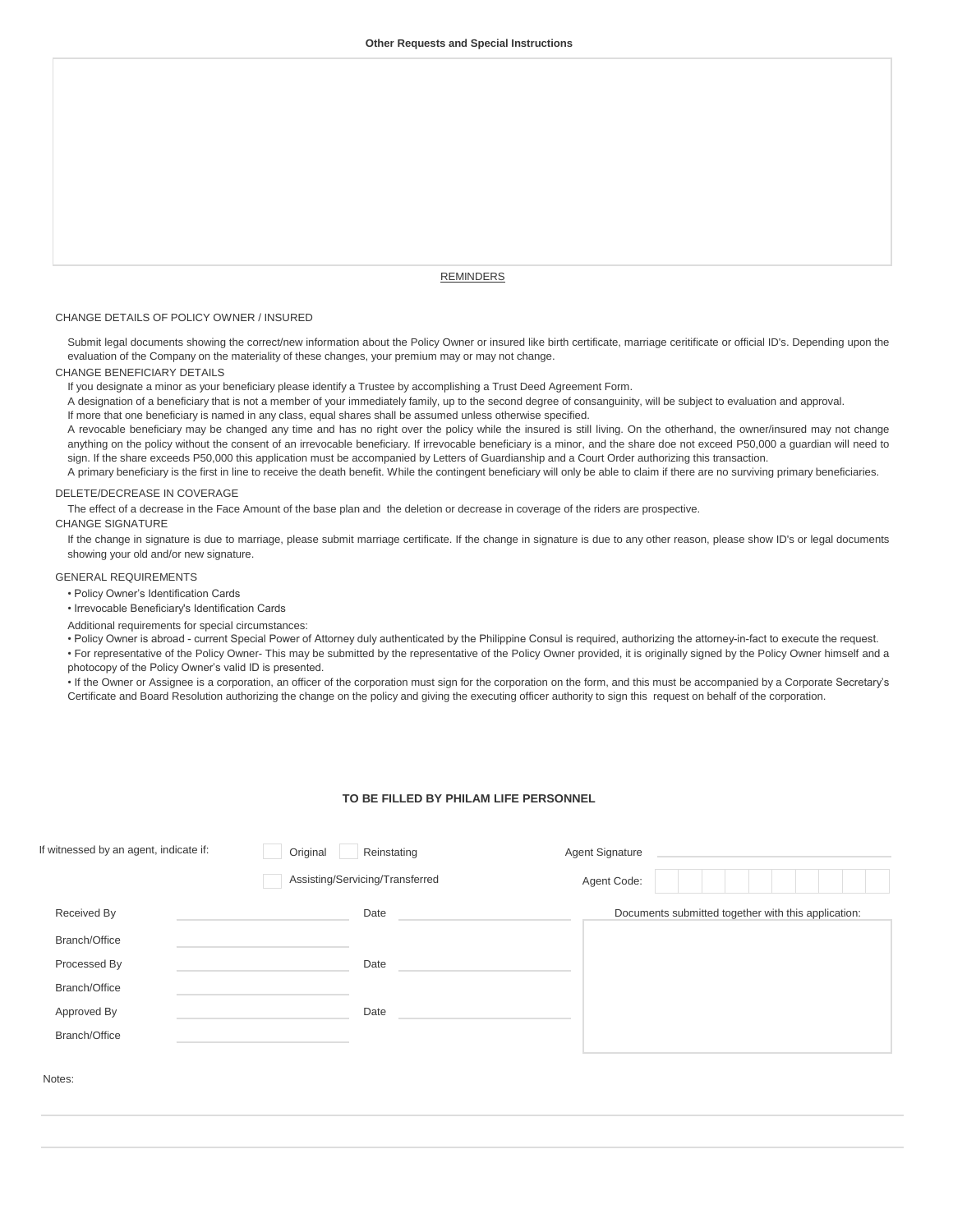**Other Requests and Special Instructions**

REMINDERS

CHANGE DETAILS OF POLICY OWNER / INSURED

Submit legal documents showing the correct/new information about the Policy Owner or insured like birth certificate, marriage ceritificate or official ID's. Depending upon the evaluation of the Company on the materiality of these changes, your premium may or may not change.

CHANGE BENEFICIARY DETAILS

If you designate a minor as your beneficiary please identify a Trustee by accomplishing a Trust Deed Agreement Form.

A designation of a beneficiary that is not a member of your immediately family, up to the second degree of consanguinity, will be subject to evaluation and approval.

If more that one beneficiary is named in any class, equal shares shall be assumed unless otherwise specified.

A revocable beneficiary may be changed any time and has no right over the policy while the insured is still living. On the otherhand, the owner/insured may not change anything on the policy without the consent of an irrevocable beneficiary. If irrevocable beneficiary is a minor, and the share doe not exceed P50,000 a guardian will need to sign. If the share exceeds P50,000 this application must be accompanied by Letters of Guardianship and a Court Order authorizing this transaction.

A primary beneficiary is the first in line to receive the death benefit. While the contingent beneficiary will only be able to claim if there are no surviving primary beneficiaries.

DELETE/DECREASE IN COVERAGE

The effect of a decrease in the Face Amount of the base plan and the deletion or decrease in coverage of the riders are prospective.

CHANGE SIGNATURE

If the change in signature is due to marriage, please submit marriage certificate. If the change in signature is due to any other reason, please show ID's or legal documents showing your old and/or new signature.

GENERAL REQUIREMENTS

- Policy Owner's Identification Cards
- Irrevocable Beneficiary's Identification Cards

Additional requirements for special circumstances:

- Policy Owner is abroad - current Special Power of Attorney duly authenticated by the Philippine Consul is required, authorizing the attorney-in-fact to execute the request.
- For representative of the Policy Owner- This may be submitted by the representative of the Policy Owner provided, it is originally signed by the Policy Owner himself and a photocopy of the Policy Owner's valid ID is presented.
- If the Owner or Assignee is a corporation, an officer of the corporation must sign for the corporation on the form, and this must be accompanied by a Corporate Secretary's Certificate and Board Resolution authorizing the change on the policy and giving the executing officer authority to sign this request on behalf of the corporation.

**TO BE FILLED BY PHILAM LIFE PERSONNEL**

If witnessed by an agent, indicate if: ☐ Original ☐ Reinstating ☐ Assisting/Servicing/Transferred

Agent Signature ______________________

Agent Code: ☐☐☐☐☐☐☐☐☐☐

Received By ______________________ Date ______________________

Branch/Office ______________________

Processed By ______________________ Date ______________________

Branch/Office ______________________

Approved By ______________________ Date ______________________

Branch/Office ______________________

Documents submitted together with this application:

Notes: